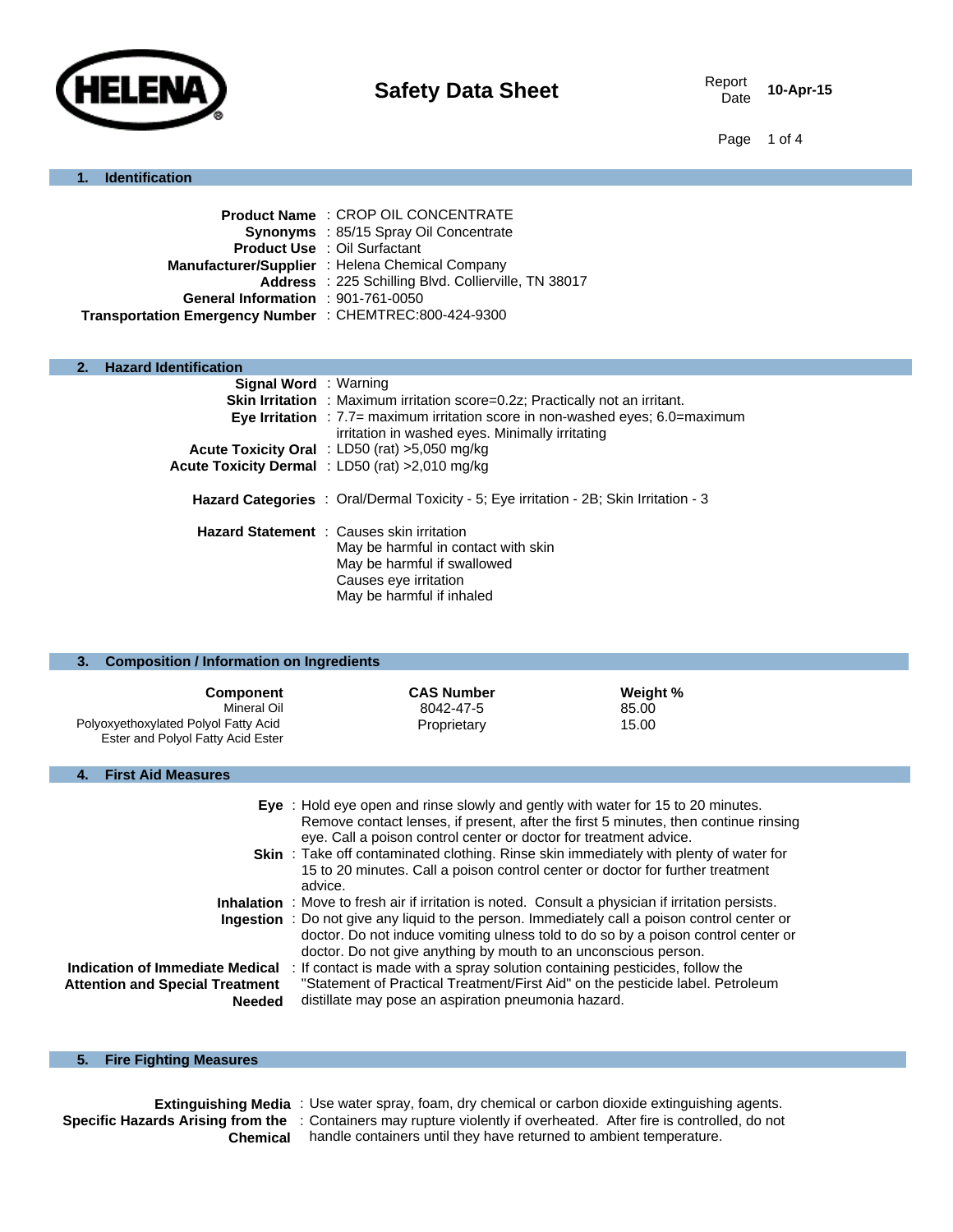HELENA

# Safety Data Sheet

Report Date **10-Apr-15**

## 1. Identification

**Product Name** : CROP OIL CONCENTRATE
**Synonyms** : 85/15 Spray Oil Concentrate
**Product Use** : Oil Surfactant
**Manufacturer/Supplier** : Helena Chemical Company
**Address** : 225 Schilling Blvd. Collierville, TN 38017
**General Information** : 901-761-0050
**Transportation Emergency Number** : CHEMTREC:800-424-9300

## 2. Hazard Identification

**Signal Word** : Warning
**Skin Irritation** : Maximum irritation score=0.2z; Practically not an irritant.
**Eye Irritation** : 7.7= maximum irritation score in non-washed eyes; 6.0=maximum irritation in washed eyes. Minimally irritating
**Acute Toxicity Oral** : LD50 (rat) >5,050 mg/kg
**Acute Toxicity Dermal** : LD50 (rat) >2,010 mg/kg

**Hazard Categories** : Oral/Dermal Toxicity - 5; Eye irritation - 2B; Skin Irritation - 3

**Hazard Statement** : Causes skin irritation
May be harmful in contact with skin
May be harmful if swallowed
Causes eye irritation
May be harmful if inhaled

## 3. Composition / Information on Ingredients

| Component | CAS Number | Weight % |
|---|---|---|
| Mineral Oil | 8042-47-5 | 85.00 |
| Polyoxyethoxylated Polyol Fatty Acid Ester and Polyol Fatty Acid Ester | Proprietary | 15.00 |

## 4. First Aid Measures

**Eye** : Hold eye open and rinse slowly and gently with water for 15 to 20 minutes. Remove contact lenses, if present, after the first 5 minutes, then continue rinsing eye. Call a poison control center or doctor for treatment advice.
**Skin** : Take off contaminated clothing. Rinse skin immediately with plenty of water for 15 to 20 minutes. Call a poison control center or doctor for further treatment advice.
**Inhalation** : Move to fresh air if irritation is noted. Consult a physician if irritation persists.
**Ingestion** : Do not give any liquid to the person. Immediately call a poison control center or doctor. Do not induce vomiting ulness told to do so by a poison control center or doctor. Do not give anything by mouth to an unconscious person.
**Indication of Immediate Medical Attention and Special Treatment Needed** : If contact is made with a spray solution containing pesticides, follow the "Statement of Practical Treatment/First Aid" on the pesticide label. Petroleum distillate may pose an aspiration pneumonia hazard.

## 5. Fire Fighting Measures

**Extinguishing Media** : Use water spray, foam, dry chemical or carbon dioxide extinguishing agents.
**Specific Hazards Arising from the Chemical** : Containers may rupture violently if overheated. After fire is controlled, do not handle containers until they have returned to ambient temperature.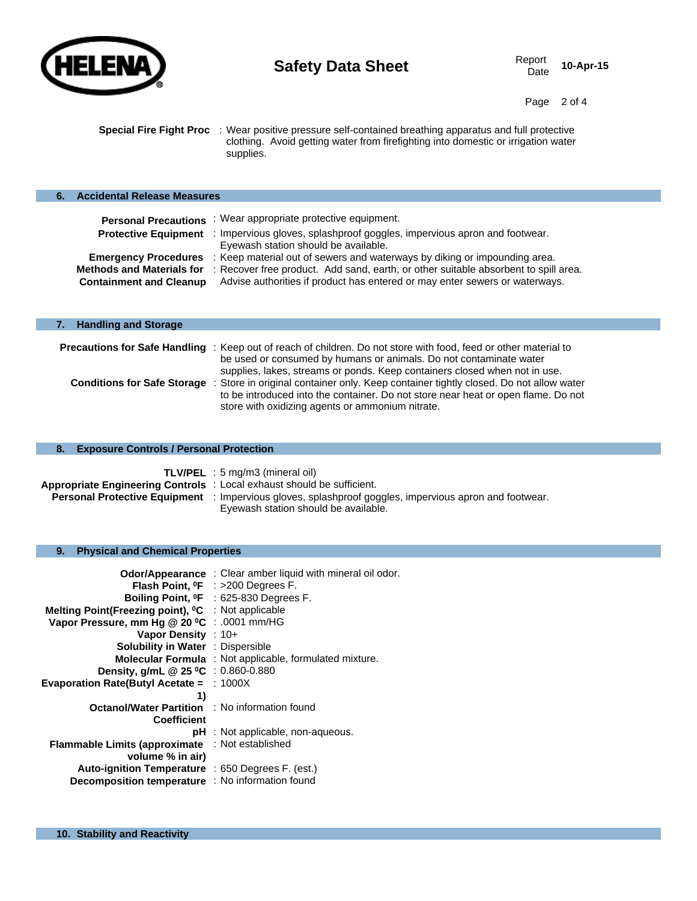**Special Fire Fight Proc** : Wear positive pressure self-contained breathing apparatus and full protective clothing. Avoid getting water from firefighting into domestic or irrigation water supplies.

## 6. Accidental Release Measures

**Personal Precautions** : Wear appropriate protective equipment.

**Protective Equipment** : Impervious gloves, splashproof goggles, impervious apron and footwear. Eyewash station should be available.

**Emergency Procedures** : Keep material out of sewers and waterways by diking or impounding area.

**Methods and Materials for Containment and Cleanup** : Recover free product. Add sand, earth, or other suitable absorbent to spill area. Advise authorities if product has entered or may enter sewers or waterways.

## 7. Handling and Storage

**Precautions for Safe Handling** : Keep out of reach of children. Do not store with food, feed or other material to be used or consumed by humans or animals. Do not contaminate water supplies, lakes, streams or ponds. Keep containers closed when not in use.

**Conditions for Safe Storage** : Store in original container only. Keep container tightly closed. Do not allow water to be introduced into the container. Do not store near heat or open flame. Do not store with oxidizing agents or ammonium nitrate.

## 8. Exposure Controls / Personal Protection

**TLV/PEL** : 5 mg/m3 (mineral oil)

**Appropriate Engineering Controls** : Local exhaust should be sufficient.

**Personal Protective Equipment** : Impervious gloves, splashproof goggles, impervious apron and footwear. Eyewash station should be available.

## 9. Physical and Chemical Properties

| Property | Value |
|---|---|
| **Odor/Appearance** | Clear amber liquid with mineral oil odor. |
| **Flash Point, $^0$F** | >200 Degrees F. |
| **Boiling Point, $^0$F** | 625-830 Degrees F. |
| **Melting Point(Freezing point), $^0$C** | Not applicable |
| **Vapor Pressure, mm Hg @ 20 $^0$C** | .0001 mm/HG |
| **Vapor Density** | 10+ |
| **Solubility in Water** | Dispersible |
| **Molecular Formula** | Not applicable, formulated mixture. |
| **Density, g/mL @ 25 $^0$C** | 0.860-0.880 |
| **Evaporation Rate(Butyl Acetate = 1)** | 1000X |
| **Octanol/Water Partition Coefficient** | No information found |
| **pH** | Not applicable, non-aqueous. |
| **Flammable Limits (approximate volume % in air)** | Not established |
| **Auto-ignition Temperature** | 650 Degrees F. (est.) |
| **Decomposition temperature** | No information found |

## 10. Stability and Reactivity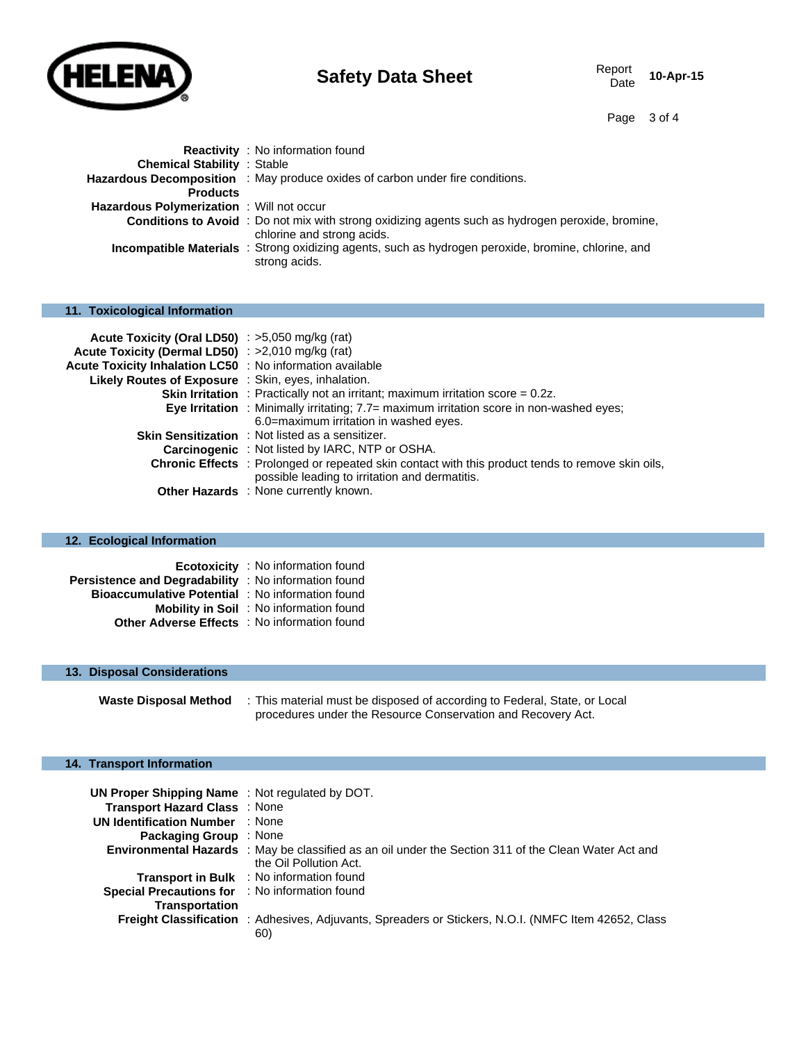**Reactivity** : No information found
**Chemical Stability** : Stable
**Hazardous Decomposition Products** : May produce oxides of carbon under fire conditions.
**Hazardous Polymerization** : Will not occur
**Conditions to Avoid** : Do not mix with strong oxidizing agents such as hydrogen peroxide, bromine, chlorine and strong acids.
**Incompatible Materials** : Strong oxidizing agents, such as hydrogen peroxide, bromine, chlorine, and strong acids.

## 11. Toxicological Information

**Acute Toxicity (Oral LD50)** : >5,050 mg/kg (rat)
**Acute Toxicity (Dermal LD50)** : >2,010 mg/kg (rat)
**Acute Toxicity Inhalation LC50** : No information available
**Likely Routes of Exposure** : Skin, eyes, inhalation.
**Skin Irritation** : Practically not an irritant; maximum irritation score = 0.2z.
**Eye Irritation** : Minimally irritating; 7.7= maximum irritation score in non-washed eyes; 6.0=maximum irritation in washed eyes.
**Skin Sensitization** : Not listed as a sensitizer.
**Carcinogenic** : Not listed by IARC, NTP or OSHA.
**Chronic Effects** : Prolonged or repeated skin contact with this product tends to remove skin oils, possible leading to irritation and dermatitis.
**Other Hazards** : None currently known.

## 12. Ecological Information

**Ecotoxicity** : No information found
**Persistence and Degradability** : No information found
**Bioaccumulative Potential** : No information found
**Mobility in Soil** : No information found
**Other Adverse Effects** : No information found

## 13. Disposal Considerations

**Waste Disposal Method** : This material must be disposed of according to Federal, State, or Local procedures under the Resource Conservation and Recovery Act.

## 14. Transport Information

**UN Proper Shipping Name** : Not regulated by DOT.
**Transport Hazard Class** : None
**UN Identification Number** : None
**Packaging Group** : None
**Environmental Hazards** : May be classified as an oil under the Section 311 of the Clean Water Act and the Oil Pollution Act.
**Transport in Bulk** : No information found
**Special Precautions for Transportation** : No information found
**Freight Classification** : Adhesives, Adjuvants, Spreaders or Stickers, N.O.I. (NMFC Item 42652, Class 60)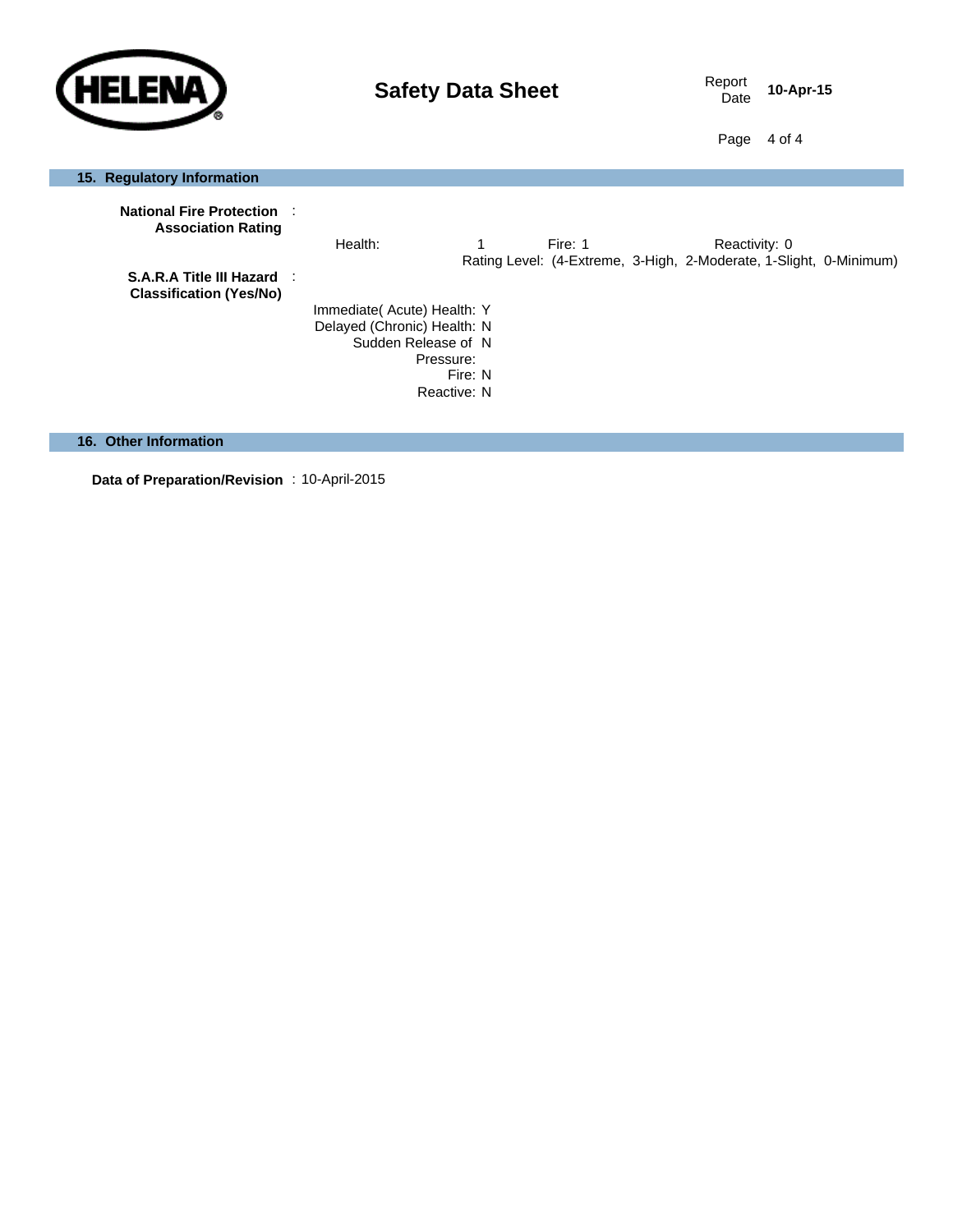## 15. Regulatory Information

**National Fire Protection Association Rating** :

Health: 1 Fire: 1 Reactivity: 0

Rating Level: (4-Extreme, 3-High, 2-Moderate, 1-Slight, 0-Minimum)

**S.A.R.A Title III Hazard Classification (Yes/No)** :

Immediate( Acute) Health: Y
Delayed (Chronic) Health: N
Sudden Release of Pressure: N
Fire: N
Reactive: N

## 16. Other Information

**Data of Preparation/Revision** : 10-April-2015